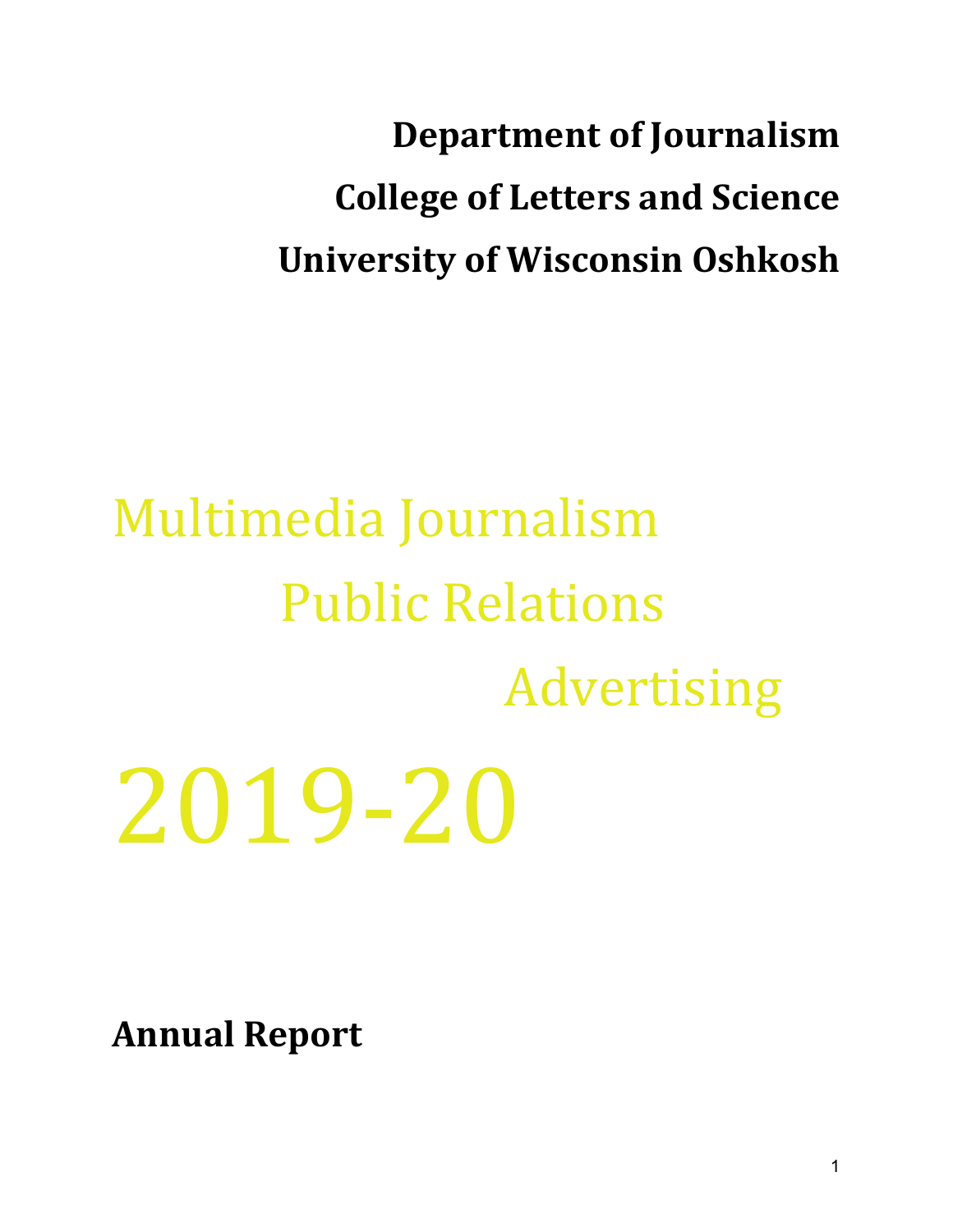**Department of Journalism**

**College of Letters and Science**

**University of Wisconsin Oshkosh**

Multimedia Journalism

Public Relations

Advertising

# 2019-20

**Annual Report**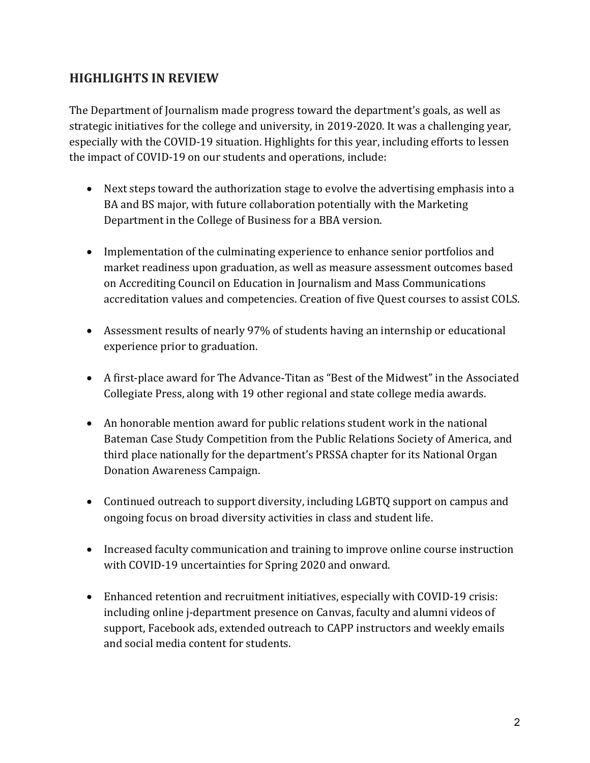## HIGHLIGHTS IN REVIEW

The Department of Journalism made progress toward the department's goals, as well as strategic initiatives for the college and university, in 2019-2020. It was a challenging year, especially with the COVID-19 situation. Highlights for this year, including efforts to lessen the impact of COVID-19 on our students and operations, include:

- Next steps toward the authorization stage to evolve the advertising emphasis into a BA and BS major, with future collaboration potentially with the Marketing Department in the College of Business for a BBA version.

- Implementation of the culminating experience to enhance senior portfolios and market readiness upon graduation, as well as measure assessment outcomes based on Accrediting Council on Education in Journalism and Mass Communications accreditation values and competencies. Creation of five Quest courses to assist COLS.

- Assessment results of nearly 97% of students having an internship or educational experience prior to graduation.

- A first-place award for The Advance-Titan as "Best of the Midwest" in the Associated Collegiate Press, along with 19 other regional and state college media awards.

- An honorable mention award for public relations student work in the national Bateman Case Study Competition from the Public Relations Society of America, and third place nationally for the department's PRSSA chapter for its National Organ Donation Awareness Campaign.

- Continued outreach to support diversity, including LGBTQ support on campus and ongoing focus on broad diversity activities in class and student life.

- Increased faculty communication and training to improve online course instruction with COVID-19 uncertainties for Spring 2020 and onward.

- Enhanced retention and recruitment initiatives, especially with COVID-19 crisis: including online j-department presence on Canvas, faculty and alumni videos of support, Facebook ads, extended outreach to CAPP instructors and weekly emails and social media content for students.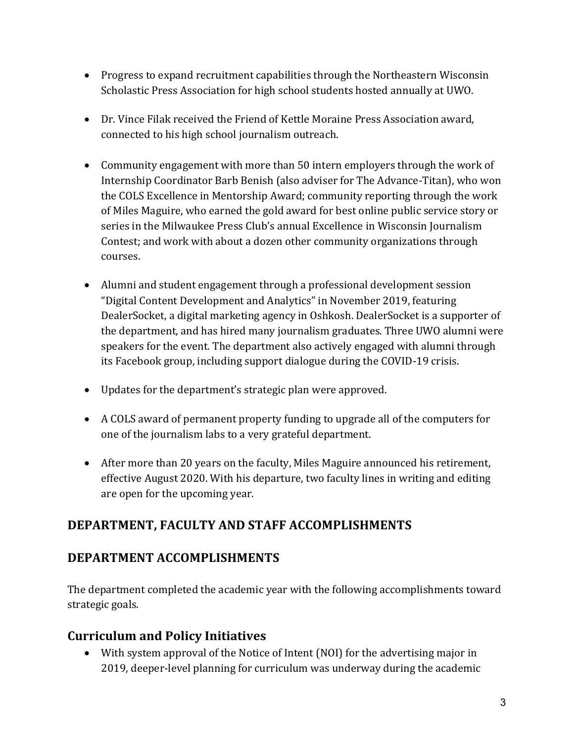- Progress to expand recruitment capabilities through the Northeastern Wisconsin Scholastic Press Association for high school students hosted annually at UWO.

- Dr. Vince Filak received the Friend of Kettle Moraine Press Association award, connected to his high school journalism outreach.

- Community engagement with more than 50 intern employers through the work of Internship Coordinator Barb Benish (also adviser for The Advance-Titan), who won the COLS Excellence in Mentorship Award; community reporting through the work of Miles Maguire, who earned the gold award for best online public service story or series in the Milwaukee Press Club's annual Excellence in Wisconsin Journalism Contest; and work with about a dozen other community organizations through courses.

- Alumni and student engagement through a professional development session "Digital Content Development and Analytics" in November 2019, featuring DealerSocket, a digital marketing agency in Oshkosh. DealerSocket is a supporter of the department, and has hired many journalism graduates. Three UWO alumni were speakers for the event. The department also actively engaged with alumni through its Facebook group, including support dialogue during the COVID-19 crisis.

- Updates for the department's strategic plan were approved.

- A COLS award of permanent property funding to upgrade all of the computers for one of the journalism labs to a very grateful department.

- After more than 20 years on the faculty, Miles Maguire announced his retirement, effective August 2020. With his departure, two faculty lines in writing and editing are open for the upcoming year.

## DEPARTMENT, FACULTY AND STAFF ACCOMPLISHMENTS

## DEPARTMENT ACCOMPLISHMENTS

The department completed the academic year with the following accomplishments toward strategic goals.

### Curriculum and Policy Initiatives

- With system approval of the Notice of Intent (NOI) for the advertising major in 2019, deeper-level planning for curriculum was underway during the academic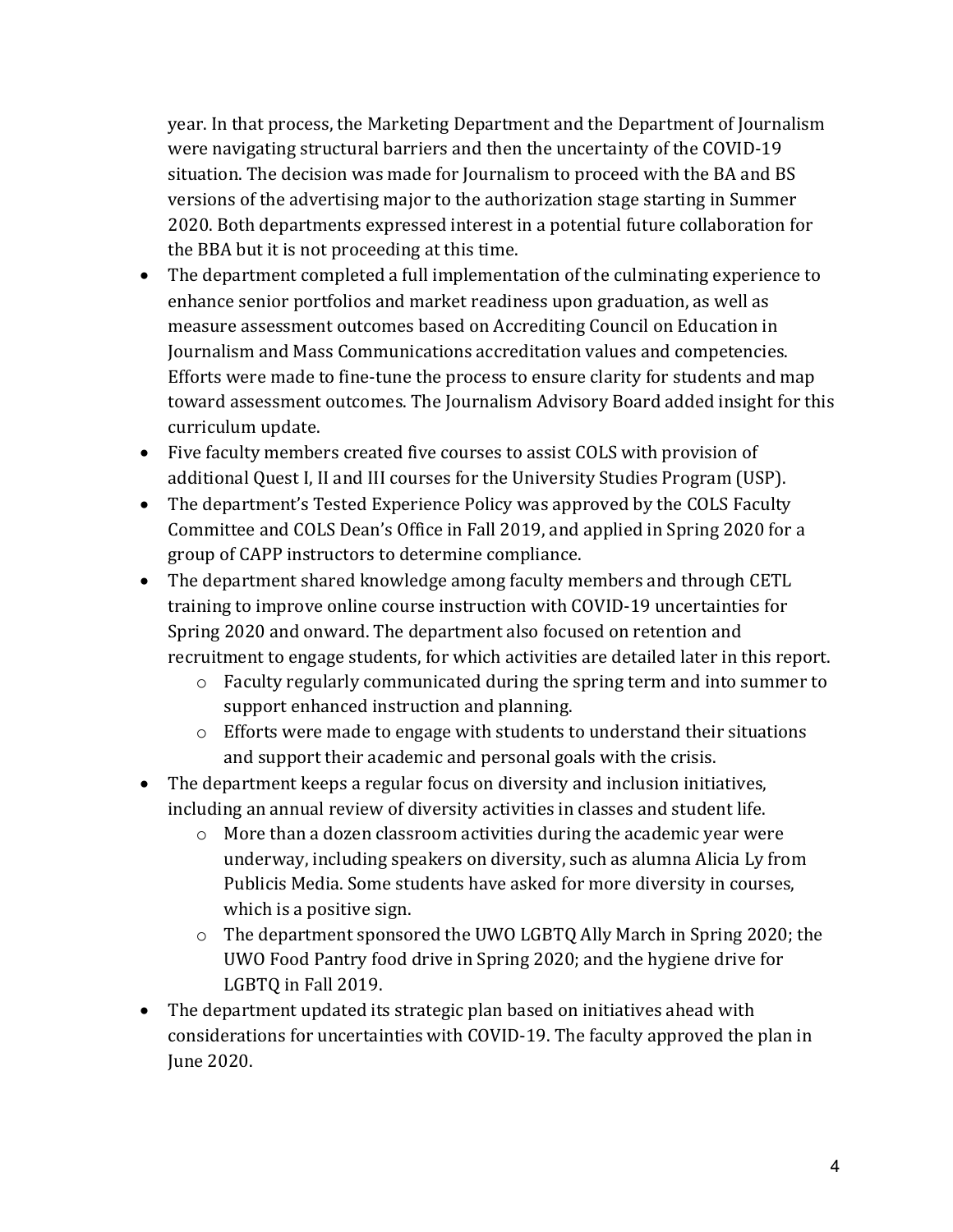year. In that process, the Marketing Department and the Department of Journalism were navigating structural barriers and then the uncertainty of the COVID-19 situation. The decision was made for Journalism to proceed with the BA and BS versions of the advertising major to the authorization stage starting in Summer 2020. Both departments expressed interest in a potential future collaboration for the BBA but it is not proceeding at this time.

- The department completed a full implementation of the culminating experience to enhance senior portfolios and market readiness upon graduation, as well as measure assessment outcomes based on Accrediting Council on Education in Journalism and Mass Communications accreditation values and competencies. Efforts were made to fine-tune the process to ensure clarity for students and map toward assessment outcomes. The Journalism Advisory Board added insight for this curriculum update.
- Five faculty members created five courses to assist COLS with provision of additional Quest I, II and III courses for the University Studies Program (USP).
- The department's Tested Experience Policy was approved by the COLS Faculty Committee and COLS Dean's Office in Fall 2019, and applied in Spring 2020 for a group of CAPP instructors to determine compliance.
- The department shared knowledge among faculty members and through CETL training to improve online course instruction with COVID-19 uncertainties for Spring 2020 and onward. The department also focused on retention and recruitment to engage students, for which activities are detailed later in this report.
    - Faculty regularly communicated during the spring term and into summer to support enhanced instruction and planning.
    - Efforts were made to engage with students to understand their situations and support their academic and personal goals with the crisis.
- The department keeps a regular focus on diversity and inclusion initiatives, including an annual review of diversity activities in classes and student life.
    - More than a dozen classroom activities during the academic year were underway, including speakers on diversity, such as alumna Alicia Ly from Publicis Media. Some students have asked for more diversity in courses, which is a positive sign.
    - The department sponsored the UWO LGBTQ Ally March in Spring 2020; the UWO Food Pantry food drive in Spring 2020; and the hygiene drive for LGBTQ in Fall 2019.
- The department updated its strategic plan based on initiatives ahead with considerations for uncertainties with COVID-19. The faculty approved the plan in June 2020.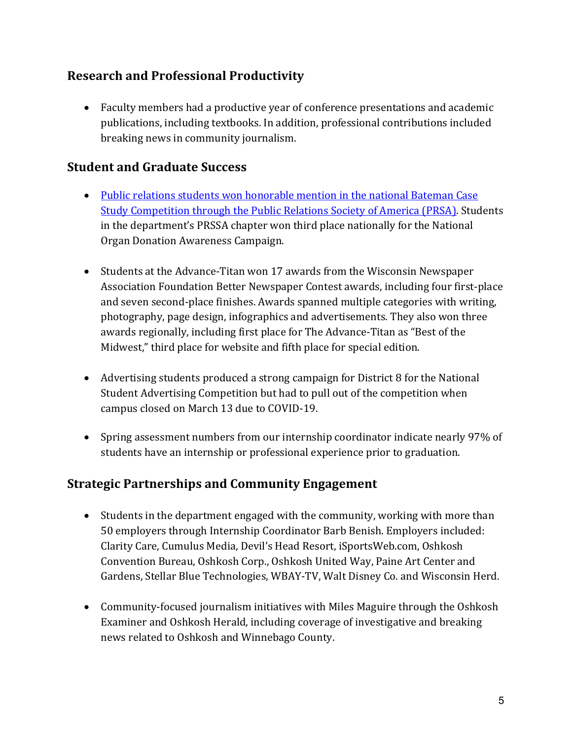## Research and Professional Productivity

- Faculty members had a productive year of conference presentations and academic publications, including textbooks. In addition, professional contributions included breaking news in community journalism.

## Student and Graduate Success

- Public relations students won honorable mention in the national Bateman Case Study Competition through the Public Relations Society of America (PRSA). Students in the department's PRSSA chapter won third place nationally for the National Organ Donation Awareness Campaign.

- Students at the Advance-Titan won 17 awards from the Wisconsin Newspaper Association Foundation Better Newspaper Contest awards, including four first-place and seven second-place finishes. Awards spanned multiple categories with writing, photography, page design, infographics and advertisements. They also won three awards regionally, including first place for The Advance-Titan as "Best of the Midwest," third place for website and fifth place for special edition.

- Advertising students produced a strong campaign for District 8 for the National Student Advertising Competition but had to pull out of the competition when campus closed on March 13 due to COVID-19.

- Spring assessment numbers from our internship coordinator indicate nearly 97% of students have an internship or professional experience prior to graduation.

## Strategic Partnerships and Community Engagement

- Students in the department engaged with the community, working with more than 50 employers through Internship Coordinator Barb Benish. Employers included: Clarity Care, Cumulus Media, Devil's Head Resort, iSportsWeb.com, Oshkosh Convention Bureau, Oshkosh Corp., Oshkosh United Way, Paine Art Center and Gardens, Stellar Blue Technologies, WBAY-TV, Walt Disney Co. and Wisconsin Herd.

- Community-focused journalism initiatives with Miles Maguire through the Oshkosh Examiner and Oshkosh Herald, including coverage of investigative and breaking news related to Oshkosh and Winnebago County.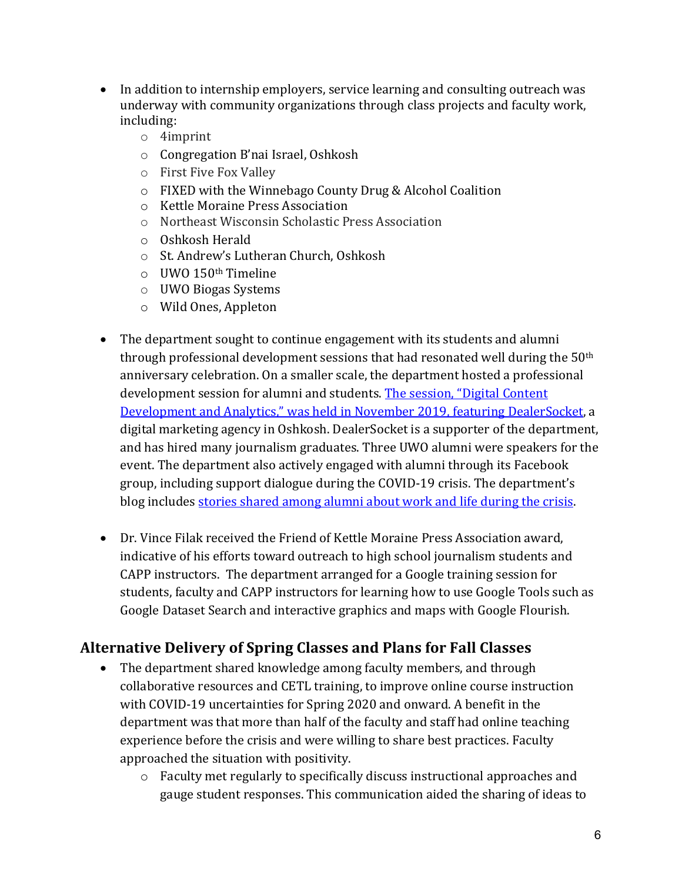- In addition to internship employers, service learning and consulting outreach was underway with community organizations through class projects and faculty work, including:
  - 4imprint
  - Congregation B'nai Israel, Oshkosh
  - First Five Fox Valley
  - FIXED with the Winnebago County Drug & Alcohol Coalition
  - Kettle Moraine Press Association
  - Northeast Wisconsin Scholastic Press Association
  - Oshkosh Herald
  - St. Andrew's Lutheran Church, Oshkosh
  - UWO 150th Timeline
  - UWO Biogas Systems
  - Wild Ones, Appleton

- The department sought to continue engagement with its students and alumni through professional development sessions that had resonated well during the 50th anniversary celebration. On a smaller scale, the department hosted a professional development session for alumni and students. The session, "Digital Content Development and Analytics," was held in November 2019, featuring DealerSocket, a digital marketing agency in Oshkosh. DealerSocket is a supporter of the department, and has hired many journalism graduates. Three UWO alumni were speakers for the event. The department also actively engaged with alumni through its Facebook group, including support dialogue during the COVID-19 crisis. The department's blog includes stories shared among alumni about work and life during the crisis.

- Dr. Vince Filak received the Friend of Kettle Moraine Press Association award, indicative of his efforts toward outreach to high school journalism students and CAPP instructors. The department arranged for a Google training session for students, faculty and CAPP instructors for learning how to use Google Tools such as Google Dataset Search and interactive graphics and maps with Google Flourish.

## Alternative Delivery of Spring Classes and Plans for Fall Classes

- The department shared knowledge among faculty members, and through collaborative resources and CETL training, to improve online course instruction with COVID-19 uncertainties for Spring 2020 and onward. A benefit in the department was that more than half of the faculty and staff had online teaching experience before the crisis and were willing to share best practices. Faculty approached the situation with positivity.
  - Faculty met regularly to specifically discuss instructional approaches and gauge student responses. This communication aided the sharing of ideas to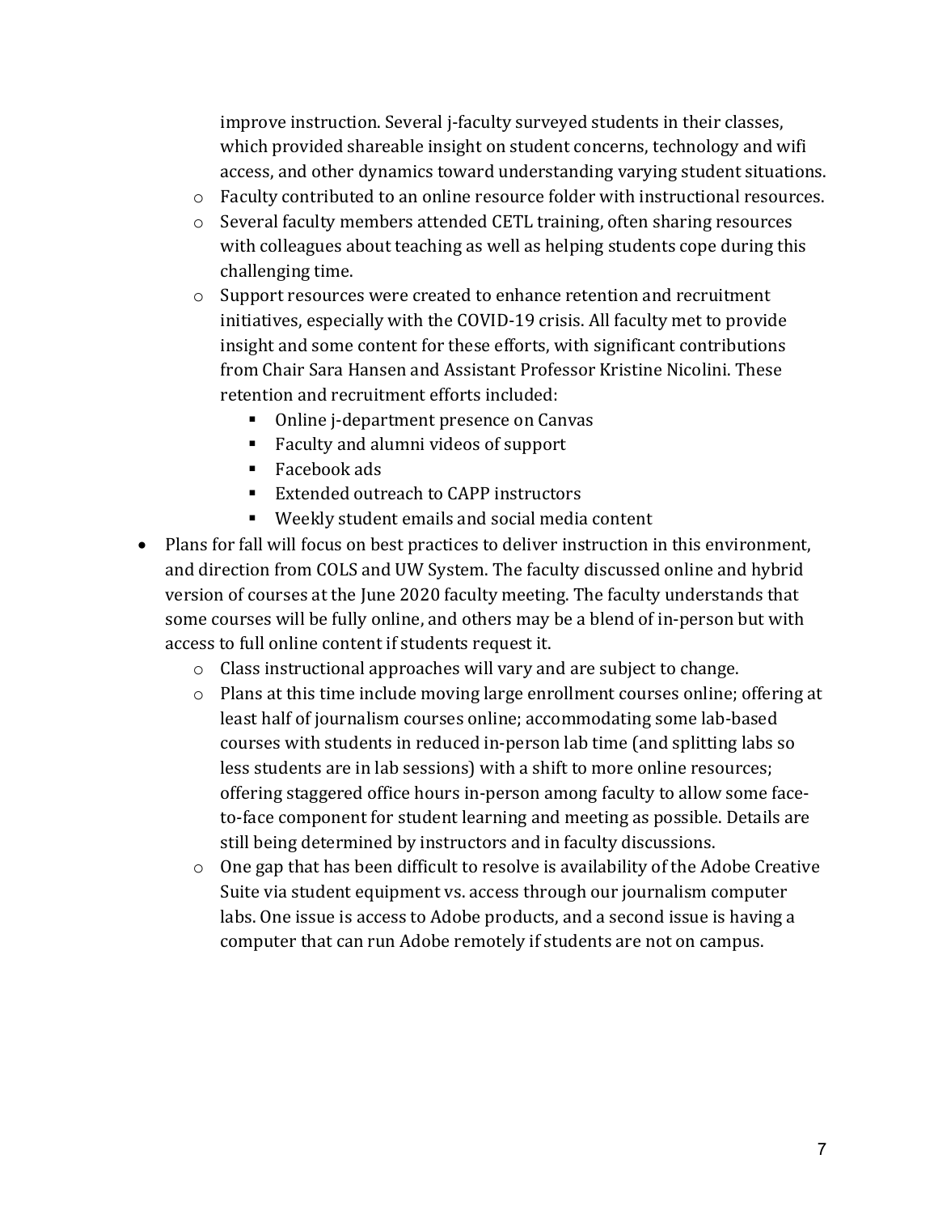improve instruction. Several j-faculty surveyed students in their classes, which provided shareable insight on student concerns, technology and wifi access, and other dynamics toward understanding varying student situations.
  - Faculty contributed to an online resource folder with instructional resources.
  - Several faculty members attended CETL training, often sharing resources with colleagues about teaching as well as helping students cope during this challenging time.
  - Support resources were created to enhance retention and recruitment initiatives, especially with the COVID-19 crisis. All faculty met to provide insight and some content for these efforts, with significant contributions from Chair Sara Hansen and Assistant Professor Kristine Nicolini. These retention and recruitment efforts included:
    - Online j-department presence on Canvas
    - Faculty and alumni videos of support
    - Facebook ads
    - Extended outreach to CAPP instructors
    - Weekly student emails and social media content
- Plans for fall will focus on best practices to deliver instruction in this environment, and direction from COLS and UW System. The faculty discussed online and hybrid version of courses at the June 2020 faculty meeting. The faculty understands that some courses will be fully online, and others may be a blend of in-person but with access to full online content if students request it.
  - Class instructional approaches will vary and are subject to change.
  - Plans at this time include moving large enrollment courses online; offering at least half of journalism courses online; accommodating some lab-based courses with students in reduced in-person lab time (and splitting labs so less students are in lab sessions) with a shift to more online resources; offering staggered office hours in-person among faculty to allow some face-to-face component for student learning and meeting as possible. Details are still being determined by instructors and in faculty discussions.
  - One gap that has been difficult to resolve is availability of the Adobe Creative Suite via student equipment vs. access through our journalism computer labs. One issue is access to Adobe products, and a second issue is having a computer that can run Adobe remotely if students are not on campus.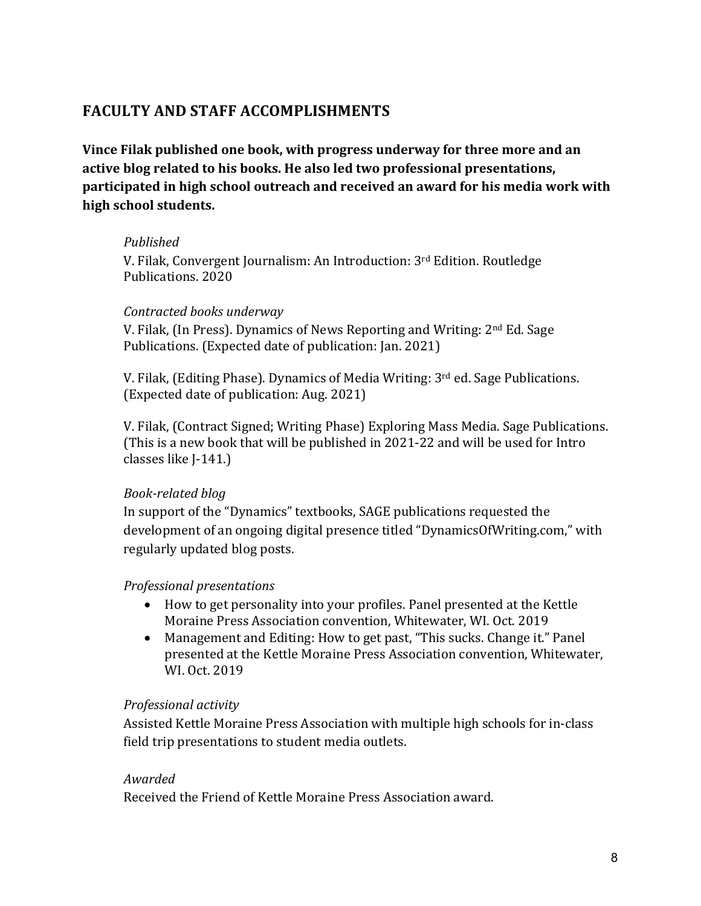## FACULTY AND STAFF ACCOMPLISHMENTS

**Vince Filak published one book, with progress underway for three more and an active blog related to his books. He also led two professional presentations, participated in high school outreach and received an award for his media work with high school students.**

*Published*

V. Filak, Convergent Journalism: An Introduction: 3rd Edition. Routledge Publications. 2020

*Contracted books underway*

V. Filak, (In Press). Dynamics of News Reporting and Writing: 2nd Ed. Sage Publications. (Expected date of publication: Jan. 2021)

V. Filak, (Editing Phase). Dynamics of Media Writing: 3rd ed. Sage Publications. (Expected date of publication: Aug. 2021)

V. Filak, (Contract Signed; Writing Phase) Exploring Mass Media. Sage Publications. (This is a new book that will be published in 2021-22 and will be used for Intro classes like J-141.)

*Book-related blog*

In support of the "Dynamics" textbooks, SAGE publications requested the development of an ongoing digital presence titled "DynamicsOfWriting.com," with regularly updated blog posts.

*Professional presentations*

- How to get personality into your profiles. Panel presented at the Kettle Moraine Press Association convention, Whitewater, WI. Oct. 2019
- Management and Editing: How to get past, "This sucks. Change it." Panel presented at the Kettle Moraine Press Association convention, Whitewater, WI. Oct. 2019

*Professional activity*

Assisted Kettle Moraine Press Association with multiple high schools for in-class field trip presentations to student media outlets.

*Awarded*

Received the Friend of Kettle Moraine Press Association award.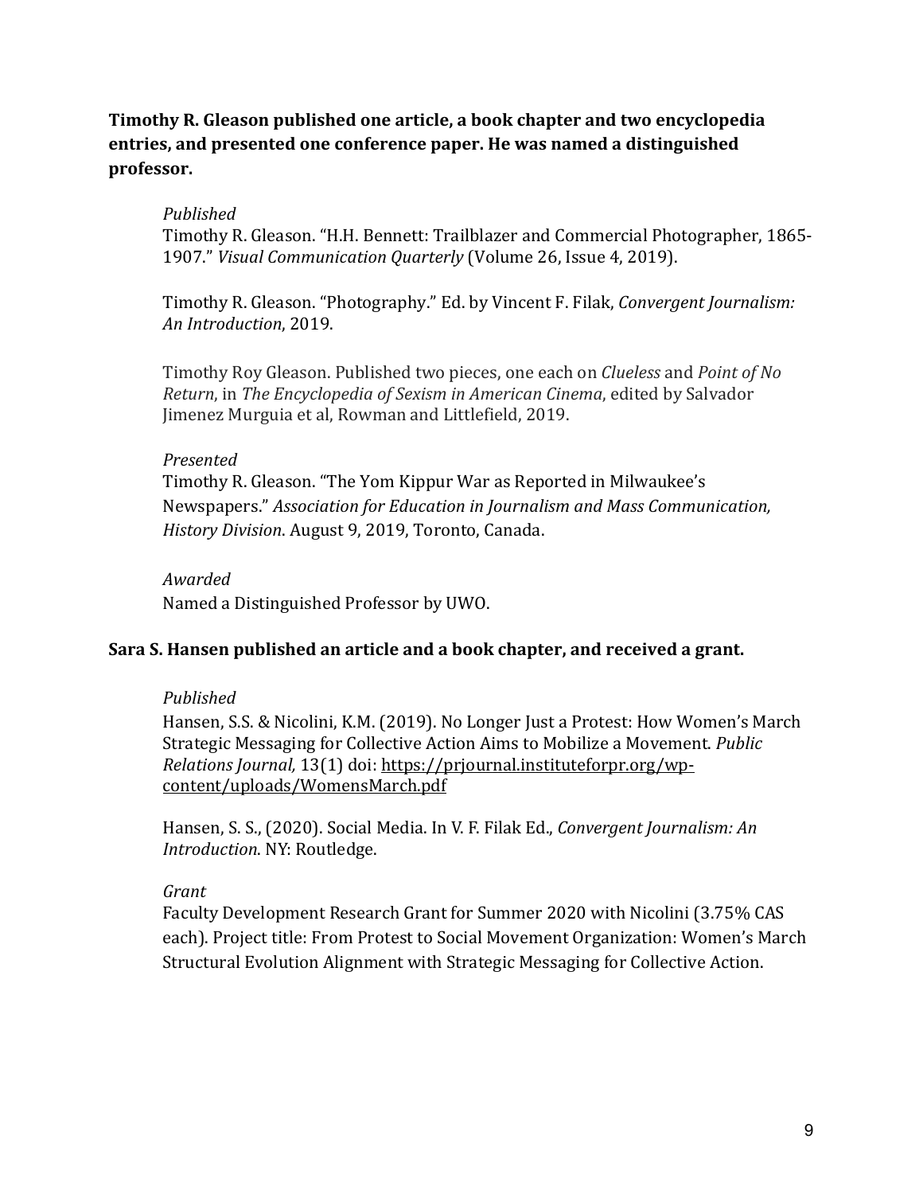**Timothy R. Gleason published one article, a book chapter and two encyclopedia entries, and presented one conference paper. He was named a distinguished professor.**

*Published*

Timothy R. Gleason. "H.H. Bennett: Trailblazer and Commercial Photographer, 1865-1907." *Visual Communication Quarterly* (Volume 26, Issue 4, 2019).

Timothy R. Gleason. "Photography." Ed. by Vincent F. Filak, *Convergent Journalism: An Introduction*, 2019.

Timothy Roy Gleason. Published two pieces, one each on *Clueless* and *Point of No Return*, in *The Encyclopedia of Sexism in American Cinema*, edited by Salvador Jimenez Murguia et al, Rowman and Littlefield, 2019.

*Presented*

Timothy R. Gleason. "The Yom Kippur War as Reported in Milwaukee's Newspapers." *Association for Education in Journalism and Mass Communication, History Division*. August 9, 2019, Toronto, Canada.

*Awarded*

Named a Distinguished Professor by UWO.

**Sara S. Hansen published an article and a book chapter, and received a grant.**

*Published*

Hansen, S.S. & Nicolini, K.M. (2019). No Longer Just a Protest: How Women's March Strategic Messaging for Collective Action Aims to Mobilize a Movement. *Public Relations Journal,* 13(1) doi: https://prjournal.instituteforpr.org/wp-content/uploads/WomensMarch.pdf

Hansen, S. S., (2020). Social Media. In V. F. Filak Ed., *Convergent Journalism: An Introduction*. NY: Routledge.

*Grant*

Faculty Development Research Grant for Summer 2020 with Nicolini (3.75% CAS each). Project title: From Protest to Social Movement Organization: Women's March Structural Evolution Alignment with Strategic Messaging for Collective Action.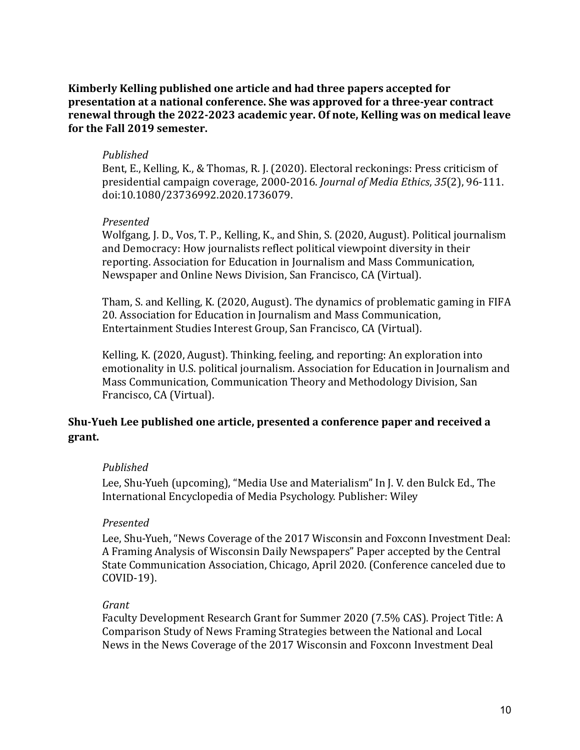**Kimberly Kelling published one article and had three papers accepted for presentation at a national conference. She was approved for a three-year contract renewal through the 2022-2023 academic year. Of note, Kelling was on medical leave for the Fall 2019 semester.**

*Published*

Bent, E., Kelling, K., & Thomas, R. J. (2020). Electoral reckonings: Press criticism of presidential campaign coverage, 2000-2016. *Journal of Media Ethics*, *35*(2), 96-111. doi:10.1080/23736992.2020.1736079.

*Presented*

Wolfgang, J. D., Vos, T. P., Kelling, K., and Shin, S. (2020, August). Political journalism and Democracy: How journalists reflect political viewpoint diversity in their reporting. Association for Education in Journalism and Mass Communication, Newspaper and Online News Division, San Francisco, CA (Virtual).

Tham, S. and Kelling, K. (2020, August). The dynamics of problematic gaming in FIFA 20. Association for Education in Journalism and Mass Communication, Entertainment Studies Interest Group, San Francisco, CA (Virtual).

Kelling, K. (2020, August). Thinking, feeling, and reporting: An exploration into emotionality in U.S. political journalism. Association for Education in Journalism and Mass Communication, Communication Theory and Methodology Division, San Francisco, CA (Virtual).

**Shu-Yueh Lee published one article, presented a conference paper and received a grant.**

*Published*

Lee, Shu-Yueh (upcoming), "Media Use and Materialism" In J. V. den Bulck Ed., The International Encyclopedia of Media Psychology. Publisher: Wiley

*Presented*

Lee, Shu-Yueh, "News Coverage of the 2017 Wisconsin and Foxconn Investment Deal: A Framing Analysis of Wisconsin Daily Newspapers" Paper accepted by the Central State Communication Association, Chicago, April 2020. (Conference canceled due to COVID-19).

*Grant*

Faculty Development Research Grant for Summer 2020 (7.5% CAS). Project Title: A Comparison Study of News Framing Strategies between the National and Local News in the News Coverage of the 2017 Wisconsin and Foxconn Investment Deal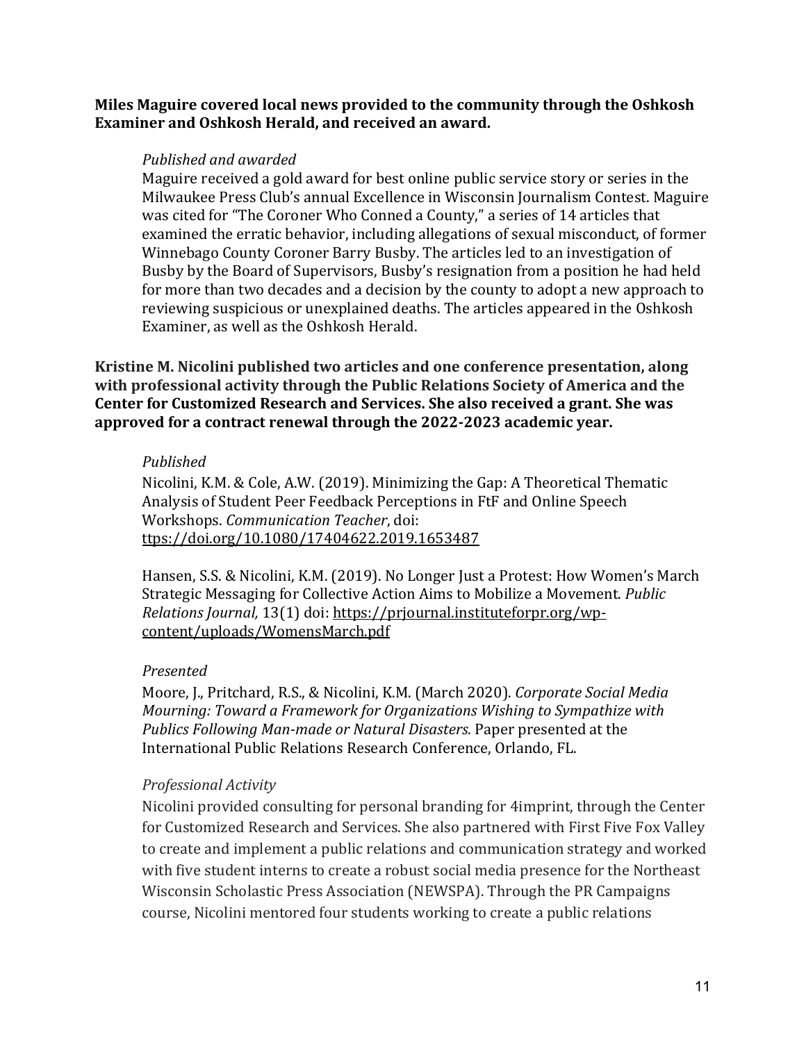**Miles Maguire covered local news provided to the community through the Oshkosh Examiner and Oshkosh Herald, and received an award.**

*Published and awarded*

Maguire received a gold award for best online public service story or series in the Milwaukee Press Club's annual Excellence in Wisconsin Journalism Contest. Maguire was cited for "The Coroner Who Conned a County," a series of 14 articles that examined the erratic behavior, including allegations of sexual misconduct, of former Winnebago County Coroner Barry Busby. The articles led to an investigation of Busby by the Board of Supervisors, Busby's resignation from a position he had held for more than two decades and a decision by the county to adopt a new approach to reviewing suspicious or unexplained deaths. The articles appeared in the Oshkosh Examiner, as well as the Oshkosh Herald.

**Kristine M. Nicolini published two articles and one conference presentation, along with professional activity through the Public Relations Society of America and the Center for Customized Research and Services. She also received a grant. She was approved for a contract renewal through the 2022-2023 academic year.**

*Published*

Nicolini, K.M. & Cole, A.W. (2019). Minimizing the Gap: A Theoretical Thematic Analysis of Student Peer Feedback Perceptions in FtF and Online Speech Workshops. *Communication Teacher*, doi: ttps://doi.org/10.1080/17404622.2019.1653487

Hansen, S.S. & Nicolini, K.M. (2019). No Longer Just a Protest: How Women's March Strategic Messaging for Collective Action Aims to Mobilize a Movement. *Public Relations Journal,* 13(1) doi: https://prjournal.instituteforpr.org/wp-content/uploads/WomensMarch.pdf

*Presented*

Moore, J., Pritchard, R.S., & Nicolini, K.M. (March 2020). *Corporate Social Media Mourning: Toward a Framework for Organizations Wishing to Sympathize with Publics Following Man-made or Natural Disasters.* Paper presented at the International Public Relations Research Conference, Orlando, FL.

*Professional Activity*

Nicolini provided consulting for personal branding for 4imprint, through the Center for Customized Research and Services. She also partnered with First Five Fox Valley to create and implement a public relations and communication strategy and worked with five student interns to create a robust social media presence for the Northeast Wisconsin Scholastic Press Association (NEWSPA). Through the PR Campaigns course, Nicolini mentored four students working to create a public relations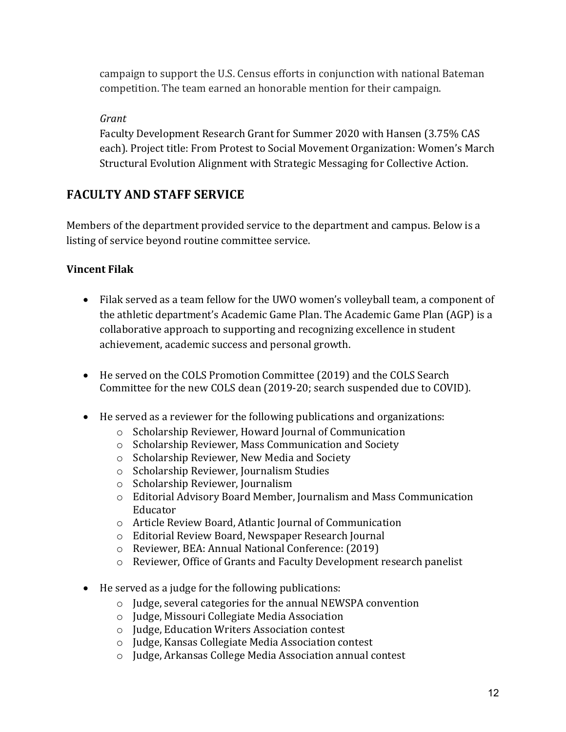campaign to support the U.S. Census efforts in conjunction with national Bateman competition. The team earned an honorable mention for their campaign.

*Grant*

Faculty Development Research Grant for Summer 2020 with Hansen (3.75% CAS each). Project title: From Protest to Social Movement Organization: Women's March Structural Evolution Alignment with Strategic Messaging for Collective Action.

## FACULTY AND STAFF SERVICE

Members of the department provided service to the department and campus. Below is a listing of service beyond routine committee service.

**Vincent Filak**

- Filak served as a team fellow for the UWO women's volleyball team, a component of the athletic department's Academic Game Plan. The Academic Game Plan (AGP) is a collaborative approach to supporting and recognizing excellence in student achievement, academic success and personal growth.

- He served on the COLS Promotion Committee (2019) and the COLS Search Committee for the new COLS dean (2019-20; search suspended due to COVID).

- He served as a reviewer for the following publications and organizations:
    - Scholarship Reviewer, Howard Journal of Communication
    - Scholarship Reviewer, Mass Communication and Society
    - Scholarship Reviewer, New Media and Society
    - Scholarship Reviewer, Journalism Studies
    - Scholarship Reviewer, Journalism
    - Editorial Advisory Board Member, Journalism and Mass Communication Educator
    - Article Review Board, Atlantic Journal of Communication
    - Editorial Review Board, Newspaper Research Journal
    - Reviewer, BEA: Annual National Conference: (2019)
    - Reviewer, Office of Grants and Faculty Development research panelist

- He served as a judge for the following publications:
    - Judge, several categories for the annual NEWSPA convention
    - Judge, Missouri Collegiate Media Association
    - Judge, Education Writers Association contest
    - Judge, Kansas Collegiate Media Association contest
    - Judge, Arkansas College Media Association annual contest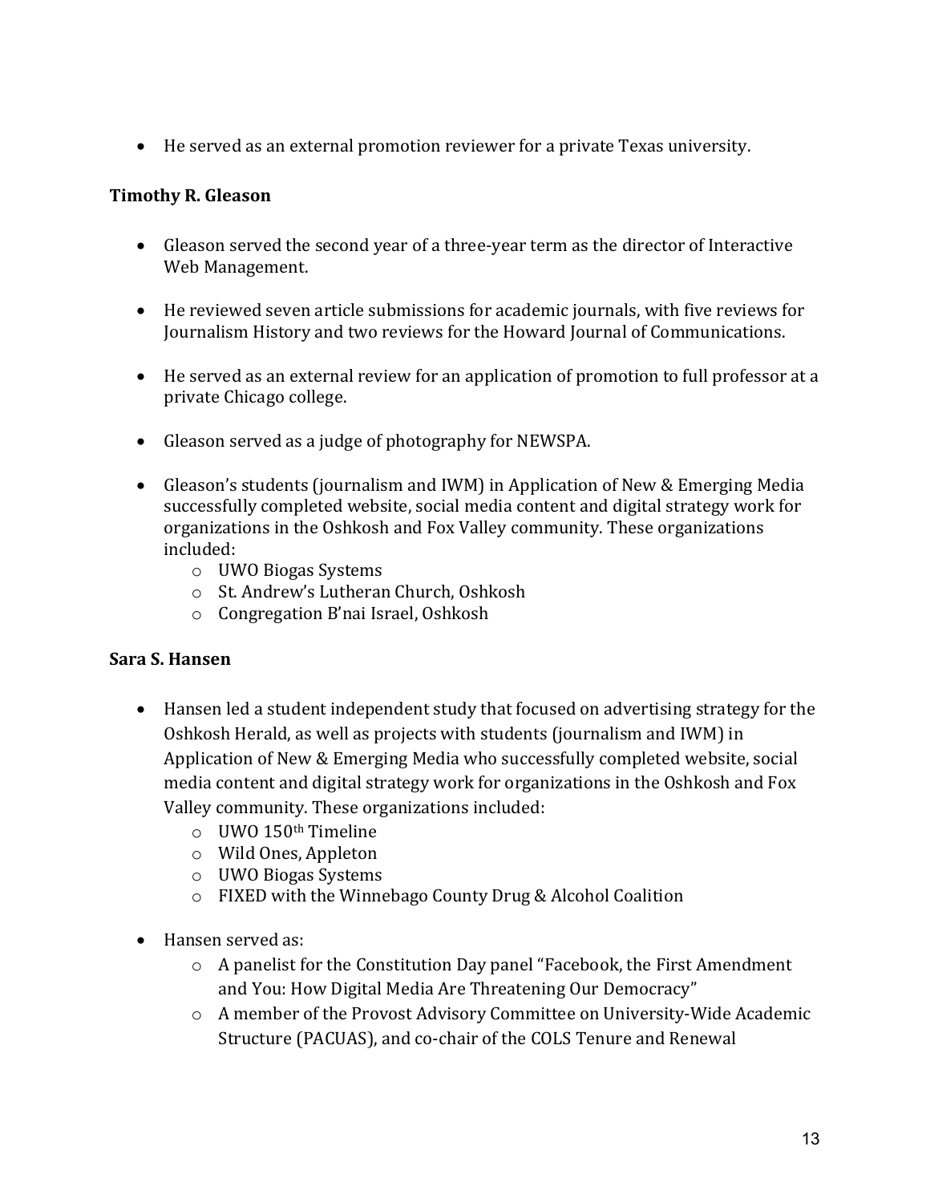- He served as an external promotion reviewer for a private Texas university.

**Timothy R. Gleason**

- Gleason served the second year of a three-year term as the director of Interactive Web Management.

- He reviewed seven article submissions for academic journals, with five reviews for Journalism History and two reviews for the Howard Journal of Communications.

- He served as an external review for an application of promotion to full professor at a private Chicago college.

- Gleason served as a judge of photography for NEWSPA.

- Gleason's students (journalism and IWM) in Application of New & Emerging Media successfully completed website, social media content and digital strategy work for organizations in the Oshkosh and Fox Valley community. These organizations included:
  - UWO Biogas Systems
  - St. Andrew's Lutheran Church, Oshkosh
  - Congregation B'nai Israel, Oshkosh

**Sara S. Hansen**

- Hansen led a student independent study that focused on advertising strategy for the Oshkosh Herald, as well as projects with students (journalism and IWM) in Application of New & Emerging Media who successfully completed website, social media content and digital strategy work for organizations in the Oshkosh and Fox Valley community. These organizations included:
  - UWO 150th Timeline
  - Wild Ones, Appleton
  - UWO Biogas Systems
  - FIXED with the Winnebago County Drug & Alcohol Coalition

- Hansen served as:
  - A panelist for the Constitution Day panel "Facebook, the First Amendment and You: How Digital Media Are Threatening Our Democracy"
  - A member of the Provost Advisory Committee on University-Wide Academic Structure (PACUAS), and co-chair of the COLS Tenure and Renewal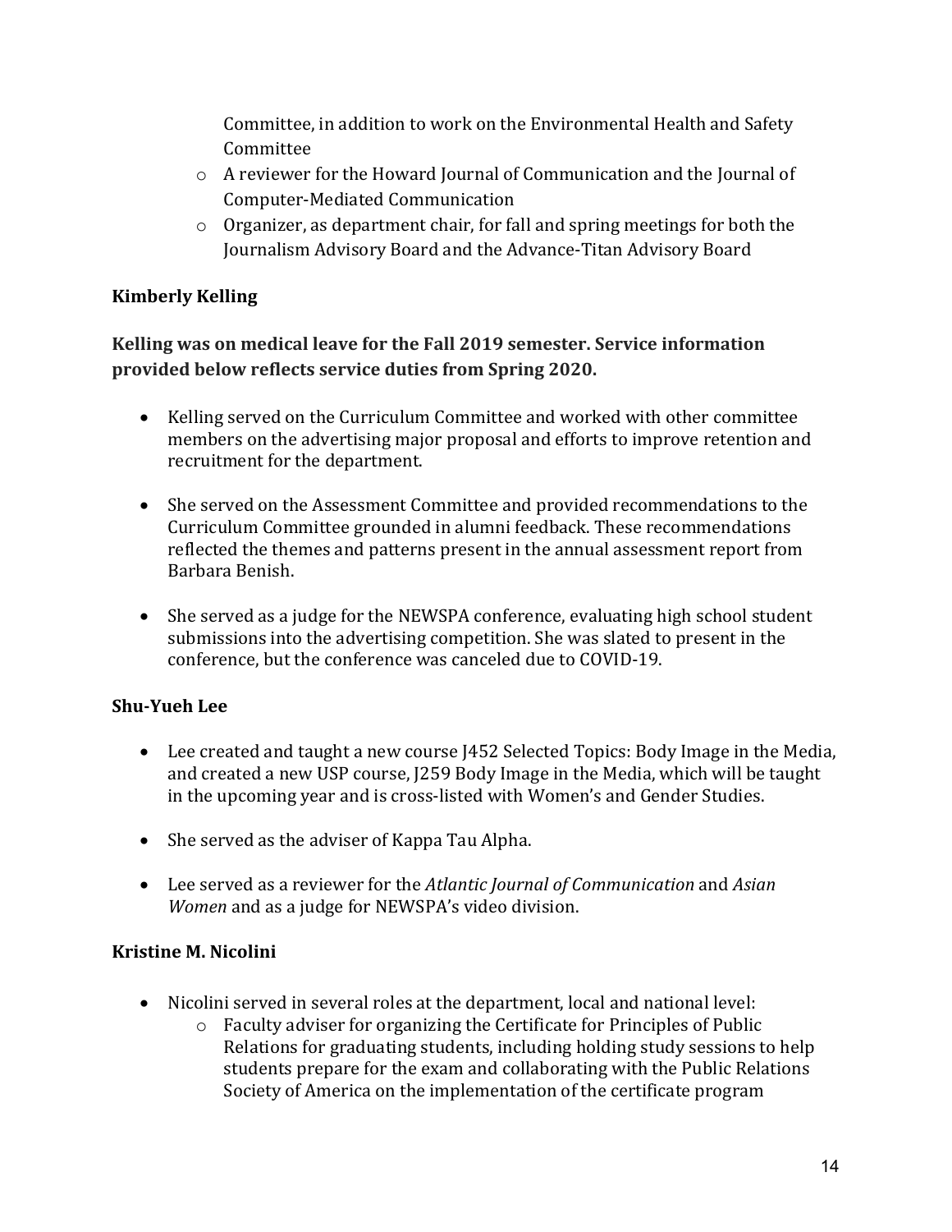Committee, in addition to work on the Environmental Health and Safety Committee
  - A reviewer for the Howard Journal of Communication and the Journal of Computer-Mediated Communication
  - Organizer, as department chair, for fall and spring meetings for both the Journalism Advisory Board and the Advance-Titan Advisory Board

**Kimberly Kelling**

**Kelling was on medical leave for the Fall 2019 semester. Service information provided below reflects service duties from Spring 2020.**

- Kelling served on the Curriculum Committee and worked with other committee members on the advertising major proposal and efforts to improve retention and recruitment for the department.

- She served on the Assessment Committee and provided recommendations to the Curriculum Committee grounded in alumni feedback. These recommendations reflected the themes and patterns present in the annual assessment report from Barbara Benish.

- She served as a judge for the NEWSPA conference, evaluating high school student submissions into the advertising competition. She was slated to present in the conference, but the conference was canceled due to COVID-19.

**Shu-Yueh Lee**

- Lee created and taught a new course J452 Selected Topics: Body Image in the Media, and created a new USP course, J259 Body Image in the Media, which will be taught in the upcoming year and is cross-listed with Women's and Gender Studies.

- She served as the adviser of Kappa Tau Alpha.

- Lee served as a reviewer for the *Atlantic Journal of Communication* and *Asian Women* and as a judge for NEWSPA's video division.

**Kristine M. Nicolini**

- Nicolini served in several roles at the department, local and national level:
  - Faculty adviser for organizing the Certificate for Principles of Public Relations for graduating students, including holding study sessions to help students prepare for the exam and collaborating with the Public Relations Society of America on the implementation of the certificate program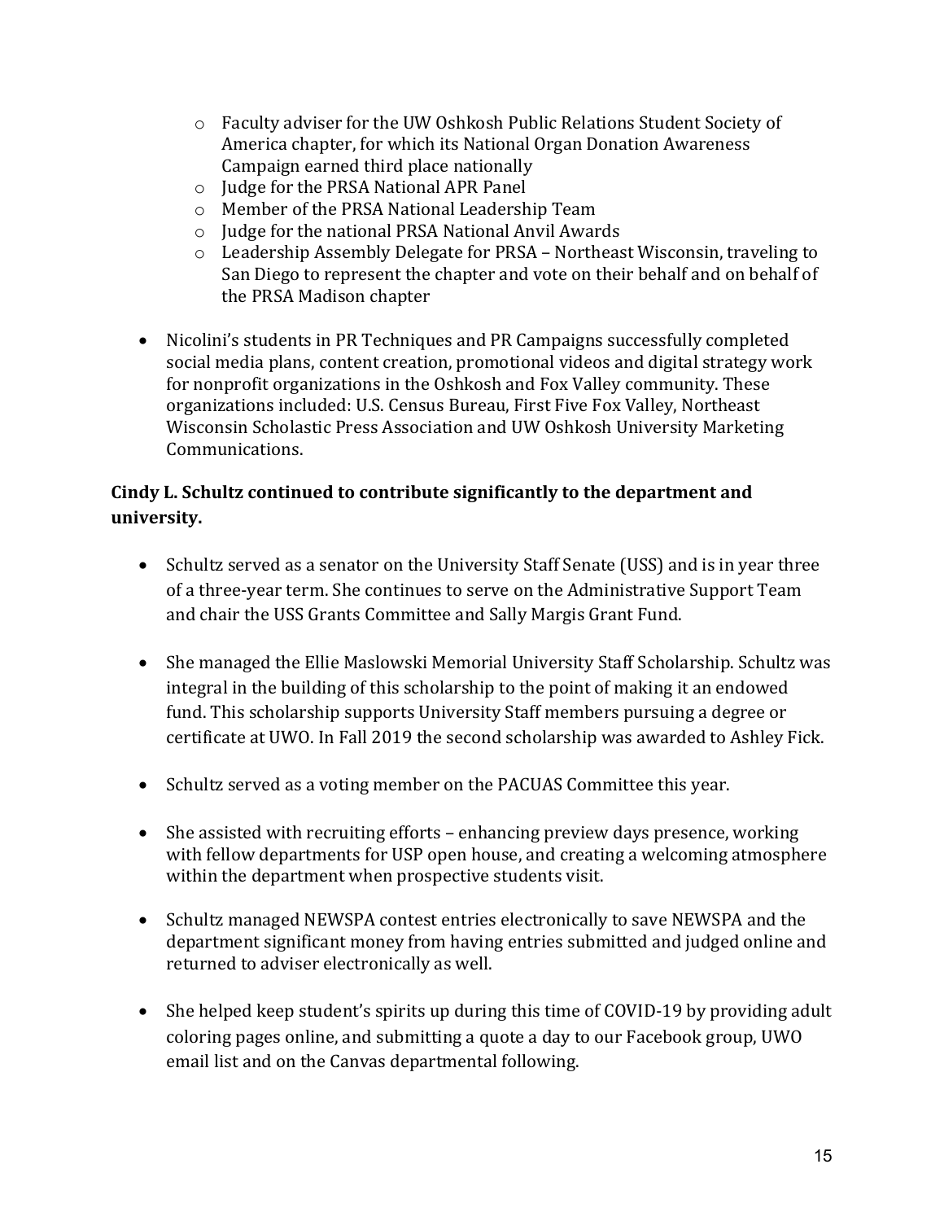- Faculty adviser for the UW Oshkosh Public Relations Student Society of America chapter, for which its National Organ Donation Awareness Campaign earned third place nationally
  - Judge for the PRSA National APR Panel
  - Member of the PRSA National Leadership Team
  - Judge for the national PRSA National Anvil Awards
  - Leadership Assembly Delegate for PRSA – Northeast Wisconsin, traveling to San Diego to represent the chapter and vote on their behalf and on behalf of the PRSA Madison chapter

- Nicolini's students in PR Techniques and PR Campaigns successfully completed social media plans, content creation, promotional videos and digital strategy work for nonprofit organizations in the Oshkosh and Fox Valley community. These organizations included: U.S. Census Bureau, First Five Fox Valley, Northeast Wisconsin Scholastic Press Association and UW Oshkosh University Marketing Communications.

**Cindy L. Schultz continued to contribute significantly to the department and university.**

- Schultz served as a senator on the University Staff Senate (USS) and is in year three of a three-year term. She continues to serve on the Administrative Support Team and chair the USS Grants Committee and Sally Margis Grant Fund.

- She managed the Ellie Maslowski Memorial University Staff Scholarship. Schultz was integral in the building of this scholarship to the point of making it an endowed fund. This scholarship supports University Staff members pursuing a degree or certificate at UWO. In Fall 2019 the second scholarship was awarded to Ashley Fick.

- Schultz served as a voting member on the PACUAS Committee this year.

- She assisted with recruiting efforts – enhancing preview days presence, working with fellow departments for USP open house, and creating a welcoming atmosphere within the department when prospective students visit.

- Schultz managed NEWSPA contest entries electronically to save NEWSPA and the department significant money from having entries submitted and judged online and returned to adviser electronically as well.

- She helped keep student's spirits up during this time of COVID-19 by providing adult coloring pages online, and submitting a quote a day to our Facebook group, UWO email list and on the Canvas departmental following.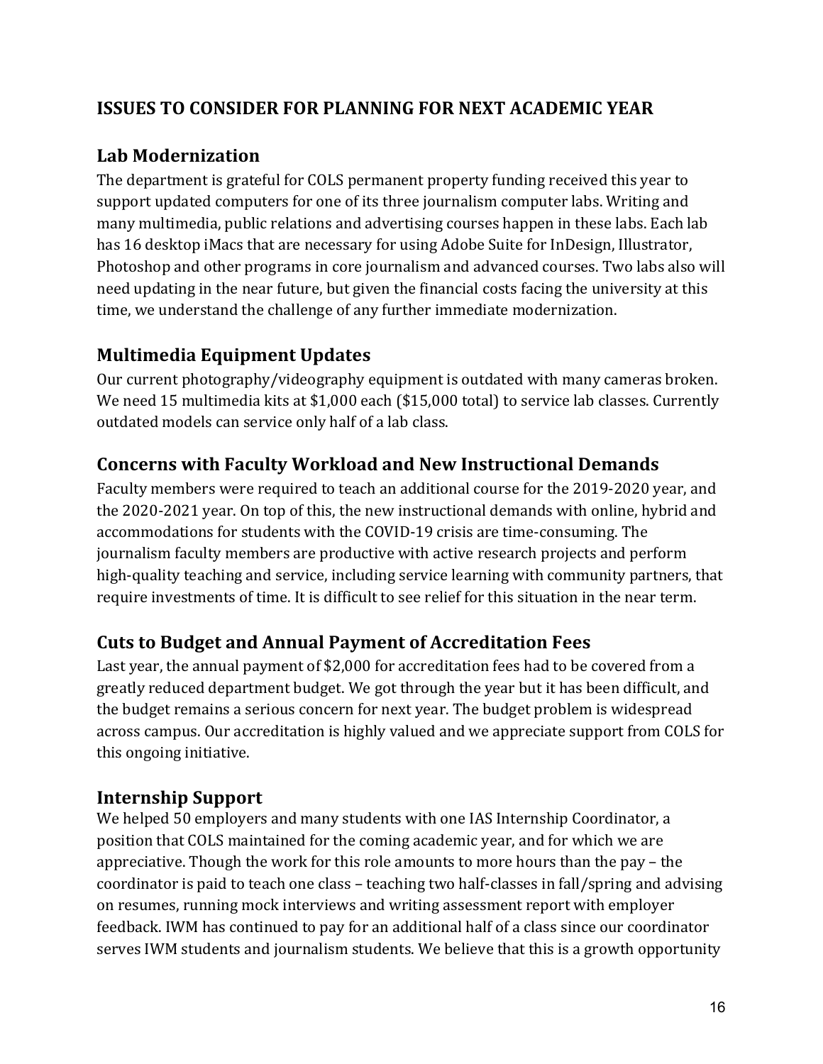## ISSUES TO CONSIDER FOR PLANNING FOR NEXT ACADEMIC YEAR

### Lab Modernization

The department is grateful for COLS permanent property funding received this year to support updated computers for one of its three journalism computer labs. Writing and many multimedia, public relations and advertising courses happen in these labs. Each lab has 16 desktop iMacs that are necessary for using Adobe Suite for InDesign, Illustrator, Photoshop and other programs in core journalism and advanced courses. Two labs also will need updating in the near future, but given the financial costs facing the university at this time, we understand the challenge of any further immediate modernization.

### Multimedia Equipment Updates

Our current photography/videography equipment is outdated with many cameras broken. We need 15 multimedia kits at $1,000 each ($15,000 total) to service lab classes. Currently outdated models can service only half of a lab class.

### Concerns with Faculty Workload and New Instructional Demands

Faculty members were required to teach an additional course for the 2019-2020 year, and the 2020-2021 year. On top of this, the new instructional demands with online, hybrid and accommodations for students with the COVID-19 crisis are time-consuming. The journalism faculty members are productive with active research projects and perform high-quality teaching and service, including service learning with community partners, that require investments of time. It is difficult to see relief for this situation in the near term.

### Cuts to Budget and Annual Payment of Accreditation Fees

Last year, the annual payment of $2,000 for accreditation fees had to be covered from a greatly reduced department budget. We got through the year but it has been difficult, and the budget remains a serious concern for next year. The budget problem is widespread across campus. Our accreditation is highly valued and we appreciate support from COLS for this ongoing initiative.

### Internship Support

We helped 50 employers and many students with one IAS Internship Coordinator, a position that COLS maintained for the coming academic year, and for which we are appreciative. Though the work for this role amounts to more hours than the pay – the coordinator is paid to teach one class – teaching two half-classes in fall/spring and advising on resumes, running mock interviews and writing assessment report with employer feedback. IWM has continued to pay for an additional half of a class since our coordinator serves IWM students and journalism students. We believe that this is a growth opportunity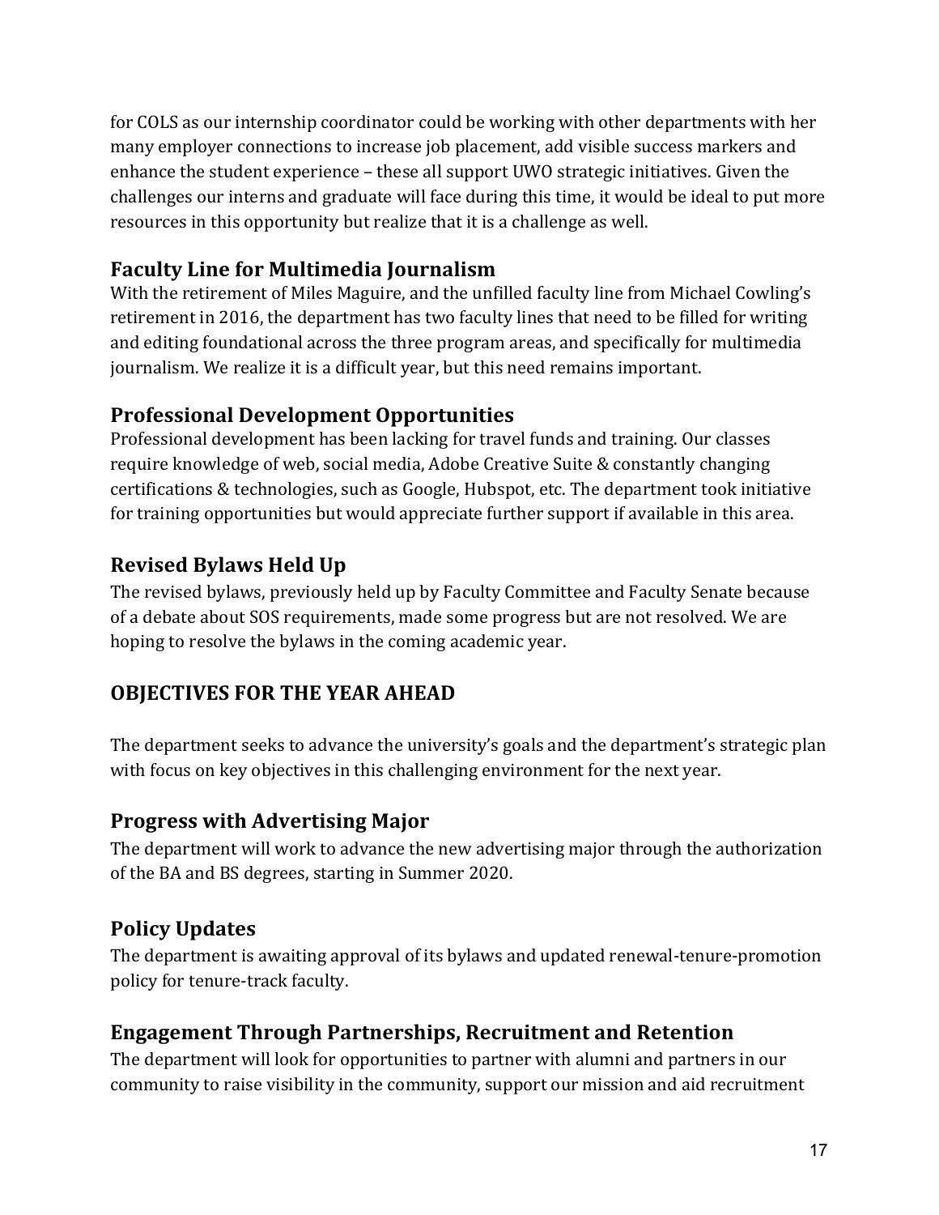for COLS as our internship coordinator could be working with other departments with her many employer connections to increase job placement, add visible success markers and enhance the student experience – these all support UWO strategic initiatives. Given the challenges our interns and graduate will face during this time, it would be ideal to put more resources in this opportunity but realize that it is a challenge as well.

## Faculty Line for Multimedia Journalism

With the retirement of Miles Maguire, and the unfilled faculty line from Michael Cowling's retirement in 2016, the department has two faculty lines that need to be filled for writing and editing foundational across the three program areas, and specifically for multimedia journalism. We realize it is a difficult year, but this need remains important.

## Professional Development Opportunities

Professional development has been lacking for travel funds and training. Our classes require knowledge of web, social media, Adobe Creative Suite & constantly changing certifications & technologies, such as Google, Hubspot, etc. The department took initiative for training opportunities but would appreciate further support if available in this area.

## Revised Bylaws Held Up

The revised bylaws, previously held up by Faculty Committee and Faculty Senate because of a debate about SOS requirements, made some progress but are not resolved. We are hoping to resolve the bylaws in the coming academic year.

# OBJECTIVES FOR THE YEAR AHEAD

The department seeks to advance the university's goals and the department's strategic plan with focus on key objectives in this challenging environment for the next year.

## Progress with Advertising Major

The department will work to advance the new advertising major through the authorization of the BA and BS degrees, starting in Summer 2020.

## Policy Updates

The department is awaiting approval of its bylaws and updated renewal-tenure-promotion policy for tenure-track faculty.

## Engagement Through Partnerships, Recruitment and Retention

The department will look for opportunities to partner with alumni and partners in our community to raise visibility in the community, support our mission and aid recruitment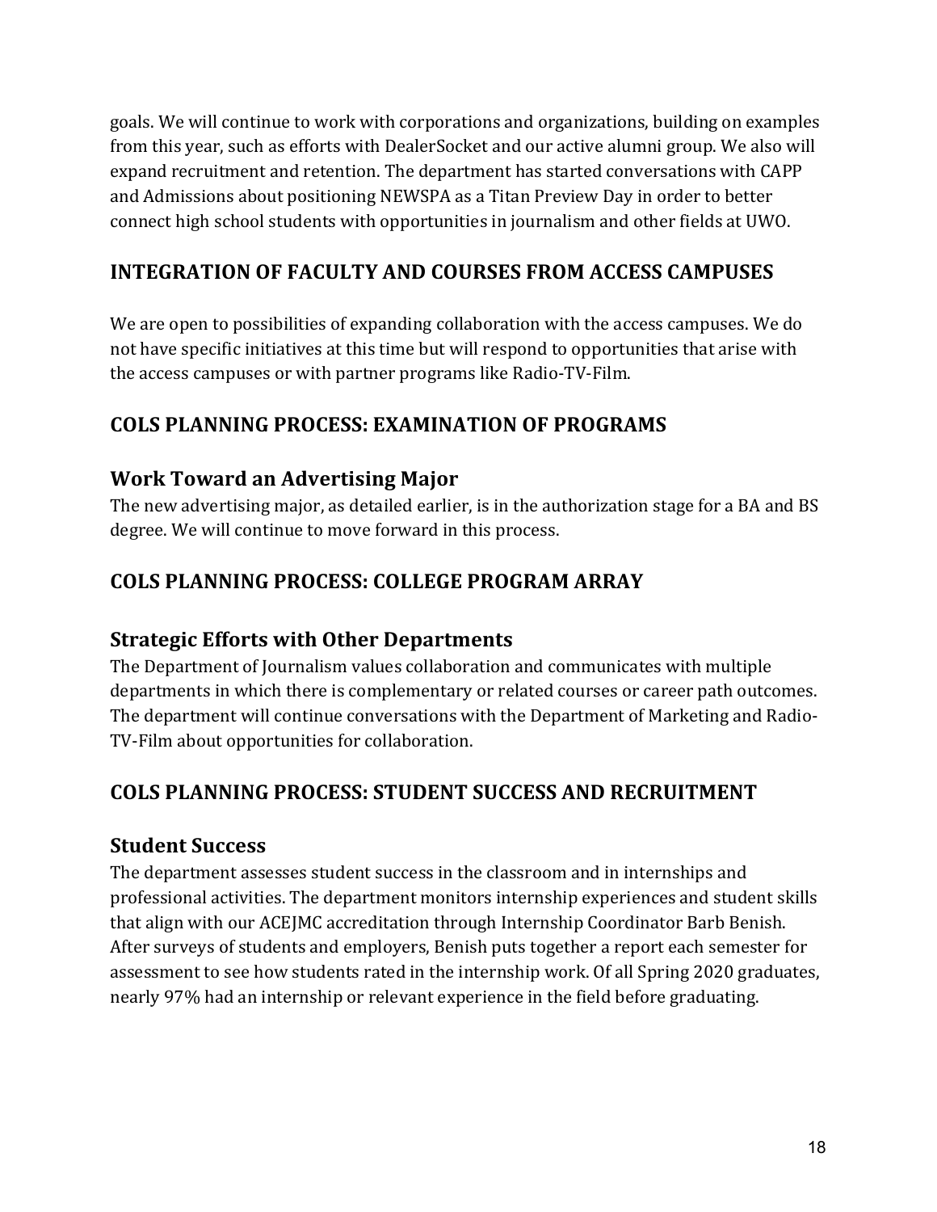goals. We will continue to work with corporations and organizations, building on examples from this year, such as efforts with DealerSocket and our active alumni group. We also will expand recruitment and retention. The department has started conversations with CAPP and Admissions about positioning NEWSPA as a Titan Preview Day in order to better connect high school students with opportunities in journalism and other fields at UWO.

## INTEGRATION OF FACULTY AND COURSES FROM ACCESS CAMPUSES

We are open to possibilities of expanding collaboration with the access campuses. We do not have specific initiatives at this time but will respond to opportunities that arise with the access campuses or with partner programs like Radio-TV-Film.

## COLS PLANNING PROCESS: EXAMINATION OF PROGRAMS

### Work Toward an Advertising Major

The new advertising major, as detailed earlier, is in the authorization stage for a BA and BS degree. We will continue to move forward in this process.

## COLS PLANNING PROCESS: COLLEGE PROGRAM ARRAY

### Strategic Efforts with Other Departments

The Department of Journalism values collaboration and communicates with multiple departments in which there is complementary or related courses or career path outcomes. The department will continue conversations with the Department of Marketing and Radio-TV-Film about opportunities for collaboration.

## COLS PLANNING PROCESS: STUDENT SUCCESS AND RECRUITMENT

### Student Success

The department assesses student success in the classroom and in internships and professional activities. The department monitors internship experiences and student skills that align with our ACEJMC accreditation through Internship Coordinator Barb Benish. After surveys of students and employers, Benish puts together a report each semester for assessment to see how students rated in the internship work. Of all Spring 2020 graduates, nearly 97% had an internship or relevant experience in the field before graduating.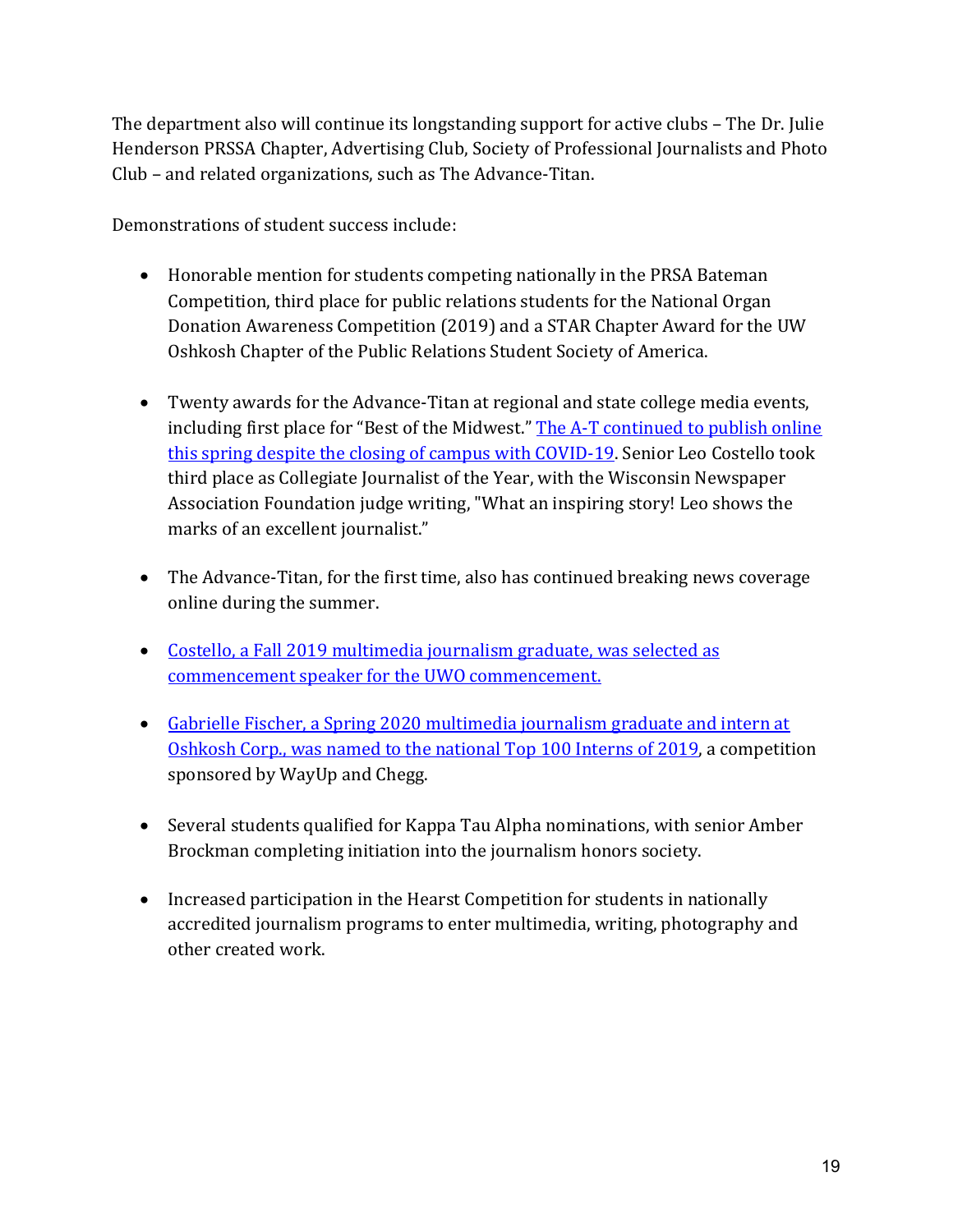The department also will continue its longstanding support for active clubs – The Dr. Julie Henderson PRSSA Chapter, Advertising Club, Society of Professional Journalists and Photo Club – and related organizations, such as The Advance-Titan.

Demonstrations of student success include:

- Honorable mention for students competing nationally in the PRSA Bateman Competition, third place for public relations students for the National Organ Donation Awareness Competition (2019) and a STAR Chapter Award for the UW Oshkosh Chapter of the Public Relations Student Society of America.

- Twenty awards for the Advance-Titan at regional and state college media events, including first place for "Best of the Midwest." The A-T continued to publish online this spring despite the closing of campus with COVID-19. Senior Leo Costello took third place as Collegiate Journalist of the Year, with the Wisconsin Newspaper Association Foundation judge writing, "What an inspiring story! Leo shows the marks of an excellent journalist."

- The Advance-Titan, for the first time, also has continued breaking news coverage online during the summer.

- Costello, a Fall 2019 multimedia journalism graduate, was selected as commencement speaker for the UWO commencement.

- Gabrielle Fischer, a Spring 2020 multimedia journalism graduate and intern at Oshkosh Corp., was named to the national Top 100 Interns of 2019, a competition sponsored by WayUp and Chegg.

- Several students qualified for Kappa Tau Alpha nominations, with senior Amber Brockman completing initiation into the journalism honors society.

- Increased participation in the Hearst Competition for students in nationally accredited journalism programs to enter multimedia, writing, photography and other created work.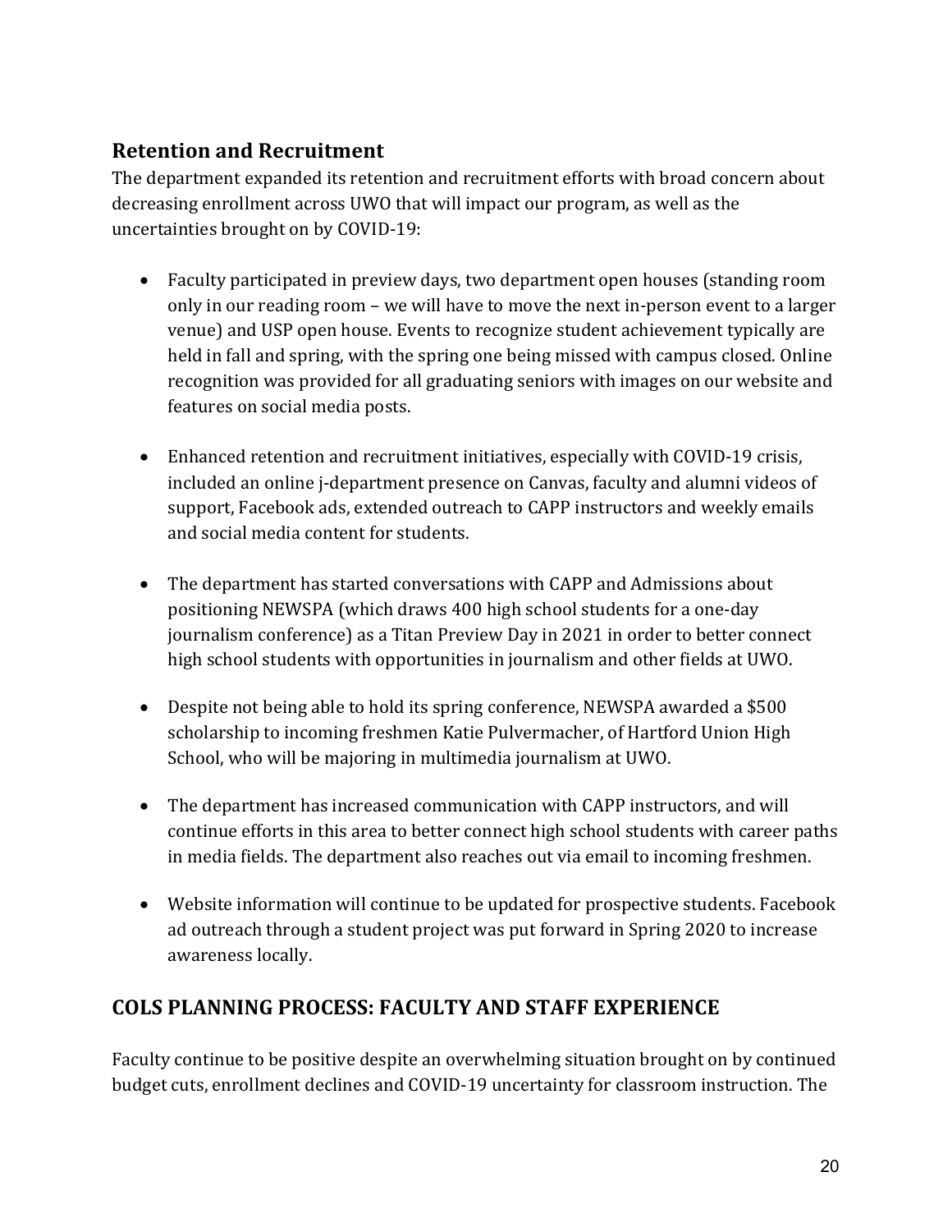## Retention and Recruitment

The department expanded its retention and recruitment efforts with broad concern about decreasing enrollment across UWO that will impact our program, as well as the uncertainties brought on by COVID-19:

- Faculty participated in preview days, two department open houses (standing room only in our reading room – we will have to move the next in-person event to a larger venue) and USP open house. Events to recognize student achievement typically are held in fall and spring, with the spring one being missed with campus closed. Online recognition was provided for all graduating seniors with images on our website and features on social media posts.

- Enhanced retention and recruitment initiatives, especially with COVID-19 crisis, included an online j-department presence on Canvas, faculty and alumni videos of support, Facebook ads, extended outreach to CAPP instructors and weekly emails and social media content for students.

- The department has started conversations with CAPP and Admissions about positioning NEWSPA (which draws 400 high school students for a one-day journalism conference) as a Titan Preview Day in 2021 in order to better connect high school students with opportunities in journalism and other fields at UWO.

- Despite not being able to hold its spring conference, NEWSPA awarded a $500 scholarship to incoming freshmen Katie Pulvermacher, of Hartford Union High School, who will be majoring in multimedia journalism at UWO.

- The department has increased communication with CAPP instructors, and will continue efforts in this area to better connect high school students with career paths in media fields. The department also reaches out via email to incoming freshmen.

- Website information will continue to be updated for prospective students. Facebook ad outreach through a student project was put forward in Spring 2020 to increase awareness locally.

## COLS PLANNING PROCESS: FACULTY AND STAFF EXPERIENCE

Faculty continue to be positive despite an overwhelming situation brought on by continued budget cuts, enrollment declines and COVID-19 uncertainty for classroom instruction. The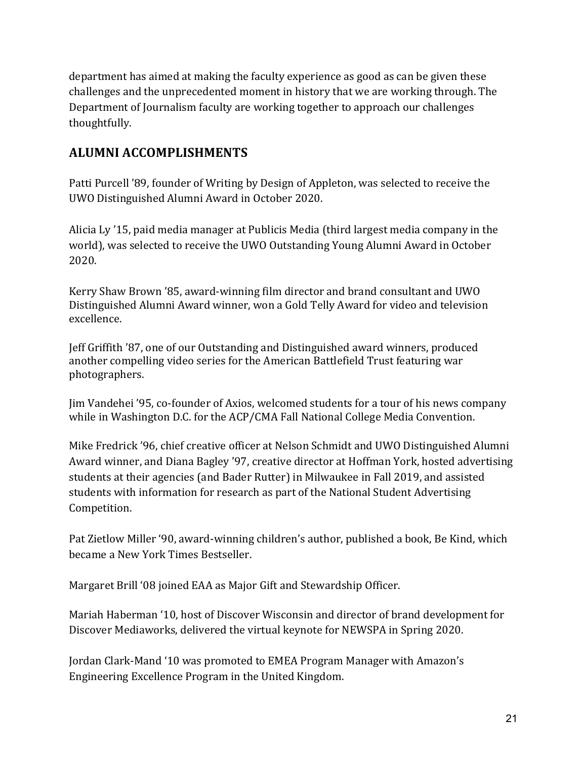department has aimed at making the faculty experience as good as can be given these challenges and the unprecedented moment in history that we are working through. The Department of Journalism faculty are working together to approach our challenges thoughtfully.

## ALUMNI ACCOMPLISHMENTS

Patti Purcell '89, founder of Writing by Design of Appleton, was selected to receive the UWO Distinguished Alumni Award in October 2020.

Alicia Ly '15, paid media manager at Publicis Media (third largest media company in the world), was selected to receive the UWO Outstanding Young Alumni Award in October 2020.

Kerry Shaw Brown '85, award-winning film director and brand consultant and UWO Distinguished Alumni Award winner, won a Gold Telly Award for video and television excellence.

Jeff Griffith '87, one of our Outstanding and Distinguished award winners, produced another compelling video series for the American Battlefield Trust featuring war photographers.

Jim Vandehei '95, co-founder of Axios, welcomed students for a tour of his news company while in Washington D.C. for the ACP/CMA Fall National College Media Convention.

Mike Fredrick '96, chief creative officer at Nelson Schmidt and UWO Distinguished Alumni Award winner, and Diana Bagley '97, creative director at Hoffman York, hosted advertising students at their agencies (and Bader Rutter) in Milwaukee in Fall 2019, and assisted students with information for research as part of the National Student Advertising Competition.

Pat Zietlow Miller '90, award-winning children's author, published a book, Be Kind, which became a New York Times Bestseller.

Margaret Brill '08 joined EAA as Major Gift and Stewardship Officer.

Mariah Haberman '10, host of Discover Wisconsin and director of brand development for Discover Mediaworks, delivered the virtual keynote for NEWSPA in Spring 2020.

Jordan Clark-Mand '10 was promoted to EMEA Program Manager with Amazon's Engineering Excellence Program in the United Kingdom.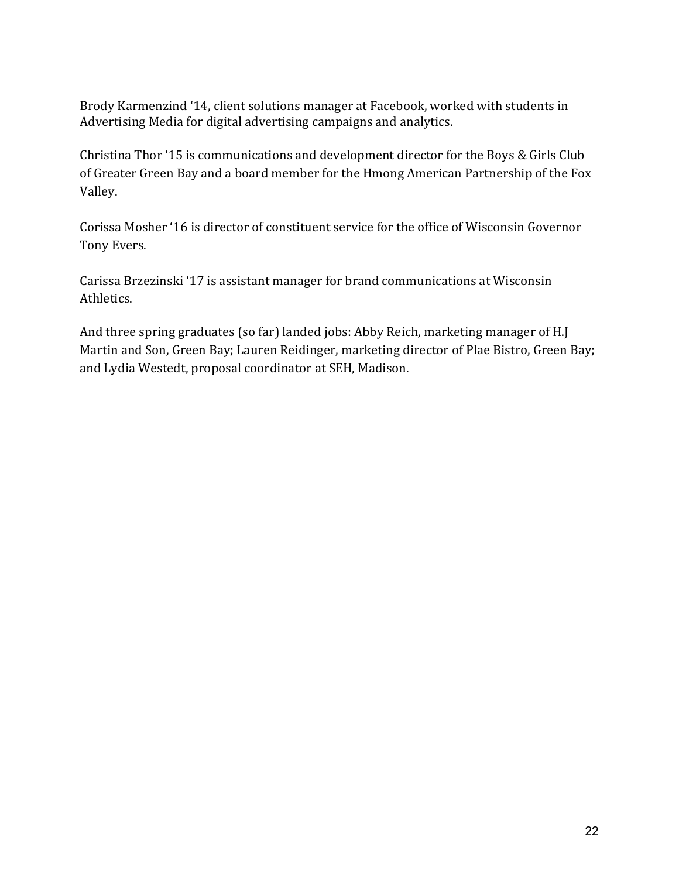Brody Karmenzind '14, client solutions manager at Facebook, worked with students in Advertising Media for digital advertising campaigns and analytics.

Christina Thor '15 is communications and development director for the Boys & Girls Club of Greater Green Bay and a board member for the Hmong American Partnership of the Fox Valley.

Corissa Mosher '16 is director of constituent service for the office of Wisconsin Governor Tony Evers.

Carissa Brzezinski '17 is assistant manager for brand communications at Wisconsin Athletics.

And three spring graduates (so far) landed jobs: Abby Reich, marketing manager of H.J Martin and Son, Green Bay; Lauren Reidinger, marketing director of Plae Bistro, Green Bay; and Lydia Westedt, proposal coordinator at SEH, Madison.